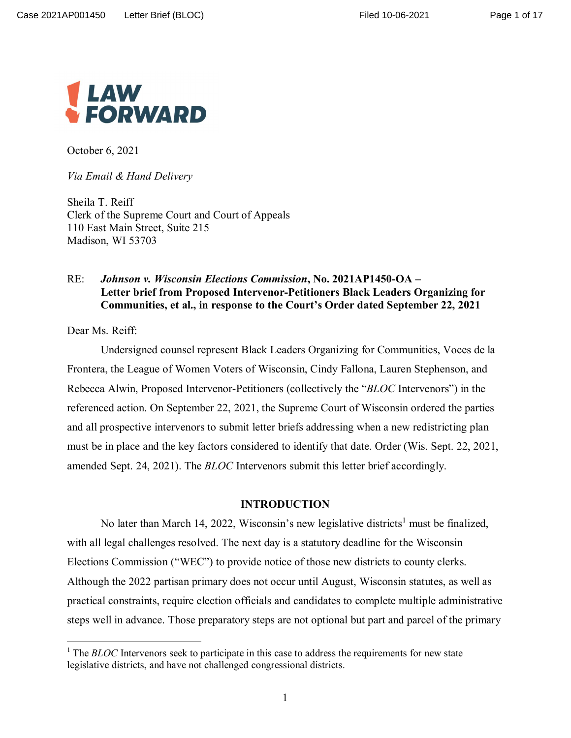LAW FORWARD

October 6, 2021

*Via Email & Hand Delivery*

Sheila T. Reiff
Clerk of the Supreme Court and Court of Appeals
110 East Main Street, Suite 215
Madison, WI 53703

RE: ***Johnson v. Wisconsin Elections Commission*, No. 2021AP1450-OA – Letter brief from Proposed Intervenor-Petitioners Black Leaders Organizing for Communities, et al., in response to the Court's Order dated September 22, 2021**

Dear Ms. Reiff:

Undersigned counsel represent Black Leaders Organizing for Communities, Voces de la Frontera, the League of Women Voters of Wisconsin, Cindy Fallona, Lauren Stephenson, and Rebecca Alwin, Proposed Intervenor-Petitioners (collectively the "*BLOC* Intervenors") in the referenced action. On September 22, 2021, the Supreme Court of Wisconsin ordered the parties and all prospective intervenors to submit letter briefs addressing when a new redistricting plan must be in place and the key factors considered to identify that date. Order (Wis. Sept. 22, 2021, amended Sept. 24, 2021). The *BLOC* Intervenors submit this letter brief accordingly.

## INTRODUCTION

No later than March 14, 2022, Wisconsin's new legislative districts[1] must be finalized, with all legal challenges resolved. The next day is a statutory deadline for the Wisconsin Elections Commission ("WEC") to provide notice of those new districts to county clerks. Although the 2022 partisan primary does not occur until August, Wisconsin statutes, as well as practical constraints, require election officials and candidates to complete multiple administrative steps well in advance. Those preparatory steps are not optional but part and parcel of the primary

[1] The *BLOC* Intervenors seek to participate in this case to address the requirements for new state legislative districts, and have not challenged congressional districts.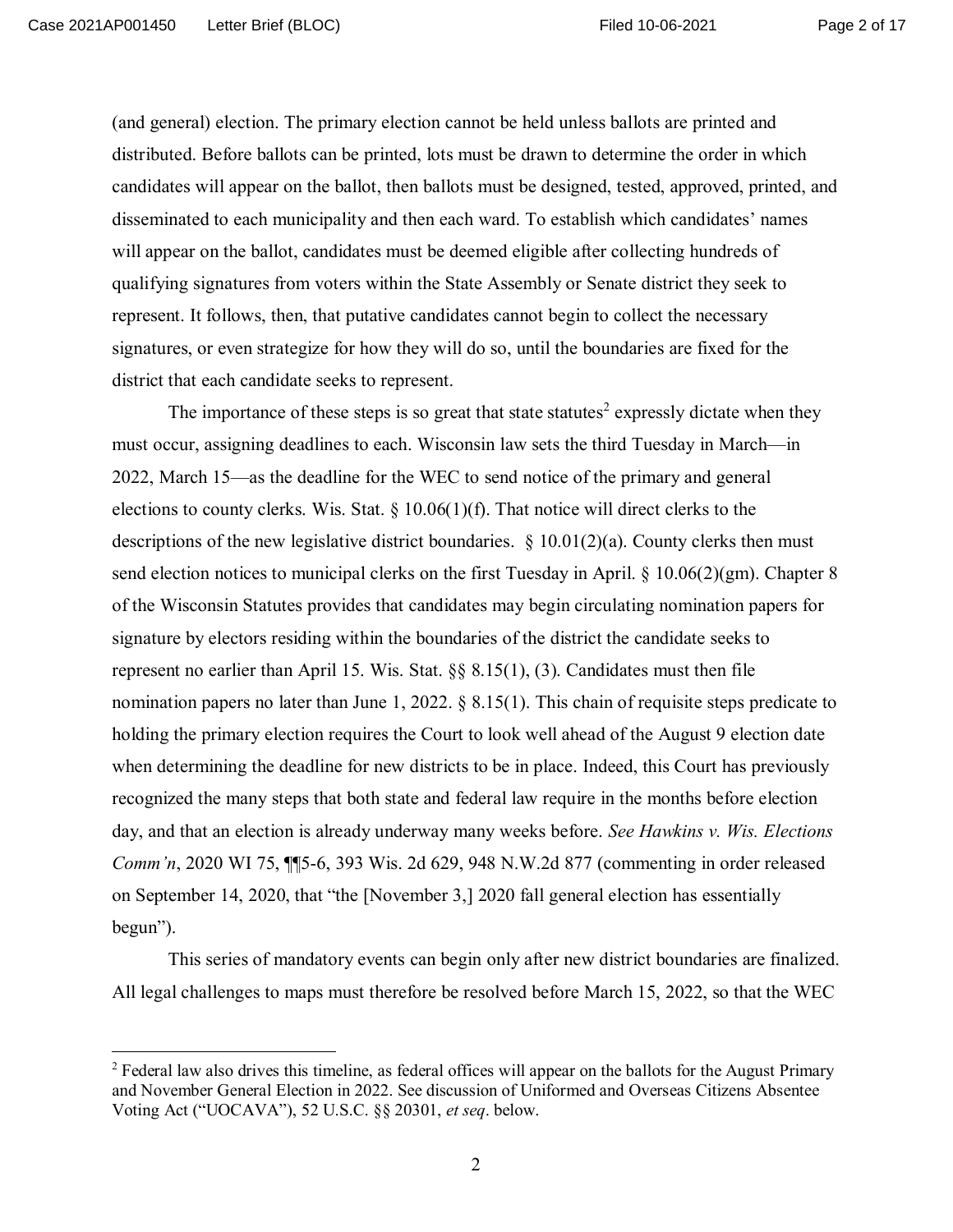(and general) election. The primary election cannot be held unless ballots are printed and distributed. Before ballots can be printed, lots must be drawn to determine the order in which candidates will appear on the ballot, then ballots must be designed, tested, approved, printed, and disseminated to each municipality and then each ward. To establish which candidates' names will appear on the ballot, candidates must be deemed eligible after collecting hundreds of qualifying signatures from voters within the State Assembly or Senate district they seek to represent. It follows, then, that putative candidates cannot begin to collect the necessary signatures, or even strategize for how they will do so, until the boundaries are fixed for the district that each candidate seeks to represent.

The importance of these steps is so great that state statutes[2] expressly dictate when they must occur, assigning deadlines to each. Wisconsin law sets the third Tuesday in March—in 2022, March 15—as the deadline for the WEC to send notice of the primary and general elections to county clerks. Wis. Stat. § 10.06(1)(f). That notice will direct clerks to the descriptions of the new legislative district boundaries. § 10.01(2)(a). County clerks then must send election notices to municipal clerks on the first Tuesday in April. § 10.06(2)(gm). Chapter 8 of the Wisconsin Statutes provides that candidates may begin circulating nomination papers for signature by electors residing within the boundaries of the district the candidate seeks to represent no earlier than April 15. Wis. Stat. §§ 8.15(1), (3). Candidates must then file nomination papers no later than June 1, 2022. § 8.15(1). This chain of requisite steps predicate to holding the primary election requires the Court to look well ahead of the August 9 election date when determining the deadline for new districts to be in place. Indeed, this Court has previously recognized the many steps that both state and federal law require in the months before election day, and that an election is already underway many weeks before. *See Hawkins v. Wis. Elections Comm'n*, 2020 WI 75, ¶¶5-6, 393 Wis. 2d 629, 948 N.W.2d 877 (commenting in order released on September 14, 2020, that "the [November 3,] 2020 fall general election has essentially begun").

This series of mandatory events can begin only after new district boundaries are finalized. All legal challenges to maps must therefore be resolved before March 15, 2022, so that the WEC

[2] Federal law also drives this timeline, as federal offices will appear on the ballots for the August Primary and November General Election in 2022. See discussion of Uniformed and Overseas Citizens Absentee Voting Act ("UOCAVA"), 52 U.S.C. §§ 20301, *et seq*. below.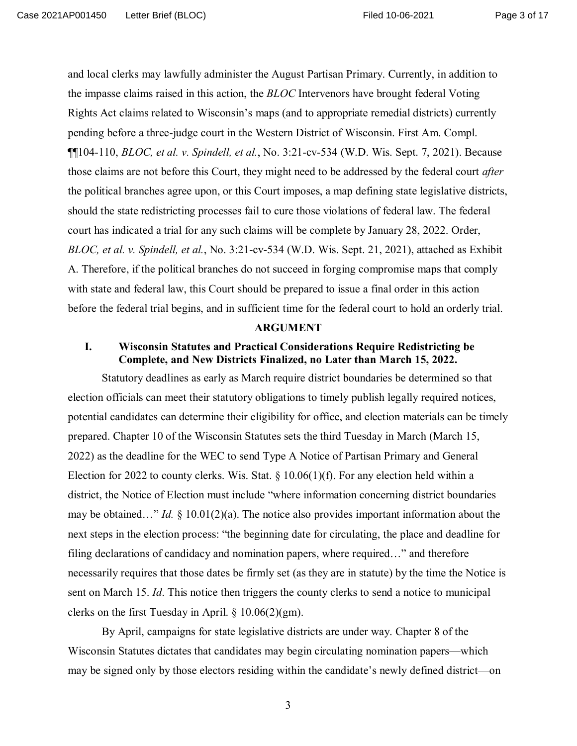and local clerks may lawfully administer the August Partisan Primary. Currently, in addition to the impasse claims raised in this action, the *BLOC* Intervenors have brought federal Voting Rights Act claims related to Wisconsin's maps (and to appropriate remedial districts) currently pending before a three-judge court in the Western District of Wisconsin. First Am. Compl. ¶¶104-110, *BLOC, et al. v. Spindell, et al.*, No. 3:21-cv-534 (W.D. Wis. Sept. 7, 2021). Because those claims are not before this Court, they might need to be addressed by the federal court *after* the political branches agree upon, or this Court imposes, a map defining state legislative districts, should the state redistricting processes fail to cure those violations of federal law. The federal court has indicated a trial for any such claims will be complete by January 28, 2022. Order, *BLOC, et al. v. Spindell, et al.*, No. 3:21-cv-534 (W.D. Wis. Sept. 21, 2021), attached as Exhibit A. Therefore, if the political branches do not succeed in forging compromise maps that comply with state and federal law, this Court should be prepared to issue a final order in this action before the federal trial begins, and in sufficient time for the federal court to hold an orderly trial.

## ARGUMENT

### I. Wisconsin Statutes and Practical Considerations Require Redistricting be Complete, and New Districts Finalized, no Later than March 15, 2022.

Statutory deadlines as early as March require district boundaries be determined so that election officials can meet their statutory obligations to timely publish legally required notices, potential candidates can determine their eligibility for office, and election materials can be timely prepared. Chapter 10 of the Wisconsin Statutes sets the third Tuesday in March (March 15, 2022) as the deadline for the WEC to send Type A Notice of Partisan Primary and General Election for 2022 to county clerks. Wis. Stat. § 10.06(1)(f). For any election held within a district, the Notice of Election must include "where information concerning district boundaries may be obtained…" *Id.* § 10.01(2)(a). The notice also provides important information about the next steps in the election process: "the beginning date for circulating, the place and deadline for filing declarations of candidacy and nomination papers, where required…" and therefore necessarily requires that those dates be firmly set (as they are in statute) by the time the Notice is sent on March 15. *Id*. This notice then triggers the county clerks to send a notice to municipal clerks on the first Tuesday in April. § 10.06(2)(gm).

By April, campaigns for state legislative districts are under way. Chapter 8 of the Wisconsin Statutes dictates that candidates may begin circulating nomination papers—which may be signed only by those electors residing within the candidate's newly defined district—on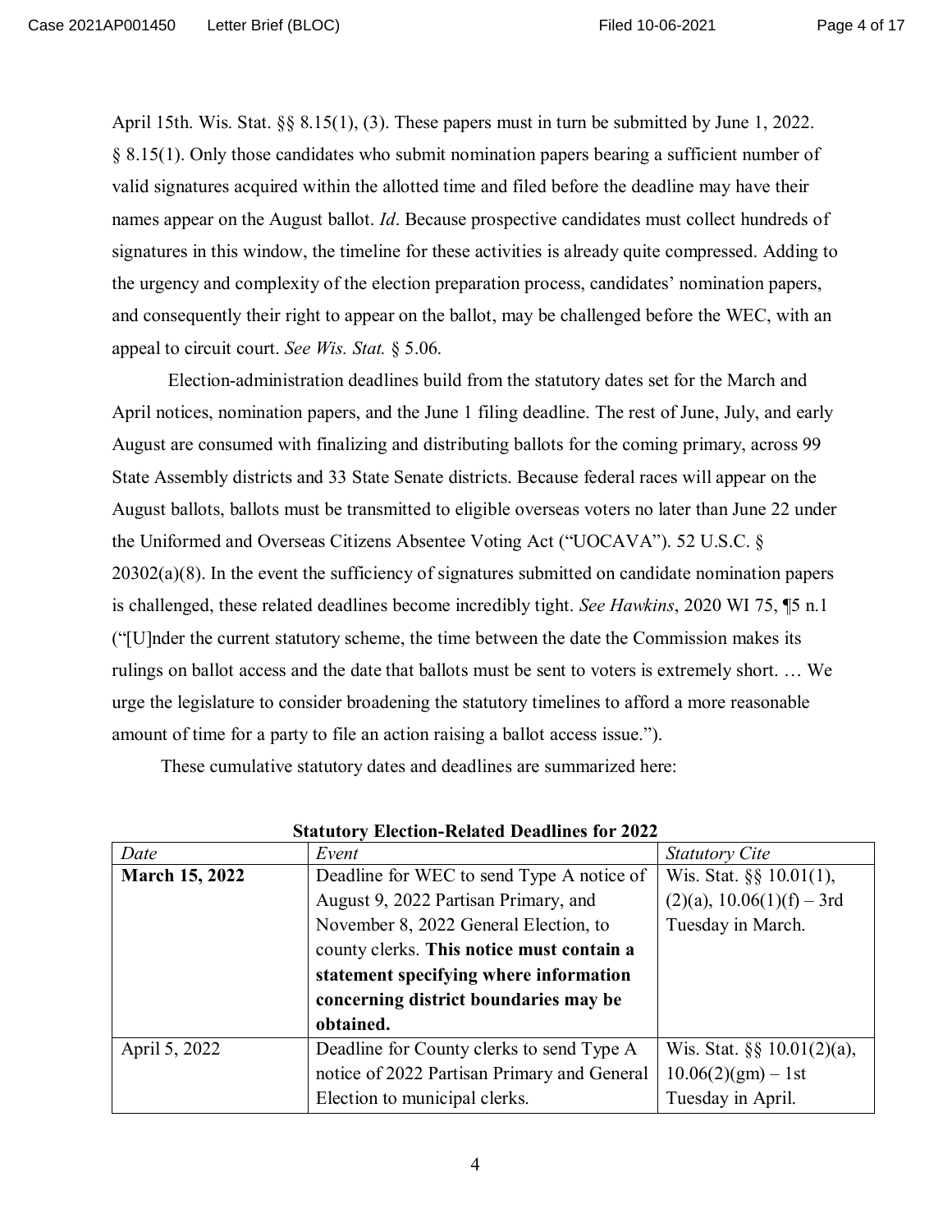April 15th. Wis. Stat. §§ 8.15(1), (3). These papers must in turn be submitted by June 1, 2022. § 8.15(1). Only those candidates who submit nomination papers bearing a sufficient number of valid signatures acquired within the allotted time and filed before the deadline may have their names appear on the August ballot. *Id*. Because prospective candidates must collect hundreds of signatures in this window, the timeline for these activities is already quite compressed. Adding to the urgency and complexity of the election preparation process, candidates' nomination papers, and consequently their right to appear on the ballot, may be challenged before the WEC, with an appeal to circuit court. *See Wis. Stat.* § 5.06.

Election-administration deadlines build from the statutory dates set for the March and April notices, nomination papers, and the June 1 filing deadline. The rest of June, July, and early August are consumed with finalizing and distributing ballots for the coming primary, across 99 State Assembly districts and 33 State Senate districts. Because federal races will appear on the August ballots, ballots must be transmitted to eligible overseas voters no later than June 22 under the Uniformed and Overseas Citizens Absentee Voting Act ("UOCAVA"). 52 U.S.C. § 20302(a)(8). In the event the sufficiency of signatures submitted on candidate nomination papers is challenged, these related deadlines become incredibly tight. *See Hawkins*, 2020 WI 75, ¶5 n.1 ("[U]nder the current statutory scheme, the time between the date the Commission makes its rulings on ballot access and the date that ballots must be sent to voters is extremely short. … We urge the legislature to consider broadening the statutory timelines to afford a more reasonable amount of time for a party to file an action raising a ballot access issue.").

These cumulative statutory dates and deadlines are summarized here:

**Statutory Election-Related Deadlines for 2022**

| *Date* | *Event* | *Statutory Cite* |
|---|---|---|
| **March 15, 2022** | Deadline for WEC to send Type A notice of August 9, 2022 Partisan Primary, and November 8, 2022 General Election, to county clerks. **This notice must contain a statement specifying where information concerning district boundaries may be obtained.** | Wis. Stat. §§ 10.01(1), (2)(a), 10.06(1)(f) – 3rd Tuesday in March. |
| April 5, 2022 | Deadline for County clerks to send Type A notice of 2022 Partisan Primary and General Election to municipal clerks. | Wis. Stat. §§ 10.01(2)(a), 10.06(2)(gm) – 1st Tuesday in April. |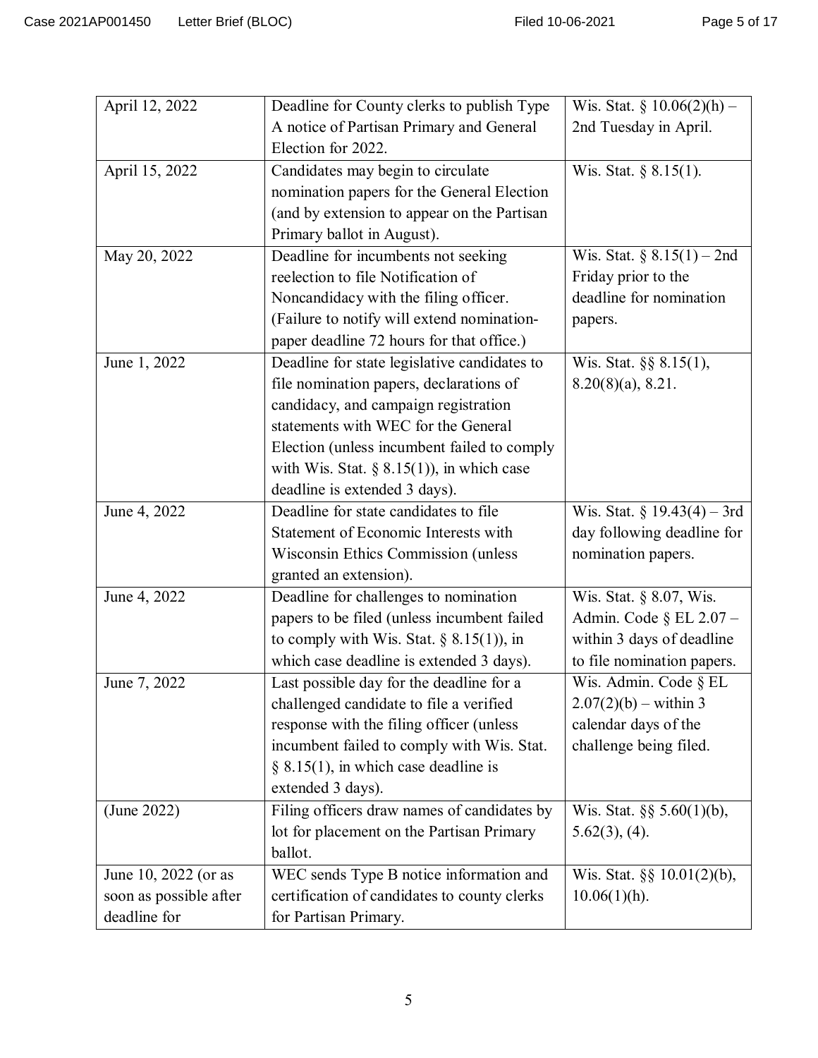| April 12, 2022 | Deadline for County clerks to publish Type A notice of Partisan Primary and General Election for 2022. | Wis. Stat. § 10.06(2)(h) – 2nd Tuesday in April. |
|---|---|---|
| April 15, 2022 | Candidates may begin to circulate nomination papers for the General Election (and by extension to appear on the Partisan Primary ballot in August). | Wis. Stat. § 8.15(1). |
| May 20, 2022 | Deadline for incumbents not seeking reelection to file Notification of Noncandidacy with the filing officer. (Failure to notify will extend nomination-paper deadline 72 hours for that office.) | Wis. Stat. § 8.15(1) – 2nd Friday prior to the deadline for nomination papers. |
| June 1, 2022 | Deadline for state legislative candidates to file nomination papers, declarations of candidacy, and campaign registration statements with WEC for the General Election (unless incumbent failed to comply with Wis. Stat. § 8.15(1)), in which case deadline is extended 3 days). | Wis. Stat. §§ 8.15(1), 8.20(8)(a), 8.21. |
| June 4, 2022 | Deadline for state candidates to file Statement of Economic Interests with Wisconsin Ethics Commission (unless granted an extension). | Wis. Stat. § 19.43(4) – 3rd day following deadline for nomination papers. |
| June 4, 2022 | Deadline for challenges to nomination papers to be filed (unless incumbent failed to comply with Wis. Stat. § 8.15(1)), in which case deadline is extended 3 days). | Wis. Stat. § 8.07, Wis. Admin. Code § EL 2.07 – within 3 days of deadline to file nomination papers. |
| June 7, 2022 | Last possible day for the deadline for a challenged candidate to file a verified response with the filing officer (unless incumbent failed to comply with Wis. Stat. § 8.15(1), in which case deadline is extended 3 days). | Wis. Admin. Code § EL 2.07(2)(b) – within 3 calendar days of the challenge being filed. |
| (June 2022) | Filing officers draw names of candidates by lot for placement on the Partisan Primary ballot. | Wis. Stat. §§ 5.60(1)(b), 5.62(3), (4). |
| June 10, 2022 (or as soon as possible after deadline for | WEC sends Type B notice information and certification of candidates to county clerks for Partisan Primary. | Wis. Stat. §§ 10.01(2)(b), 10.06(1)(h). |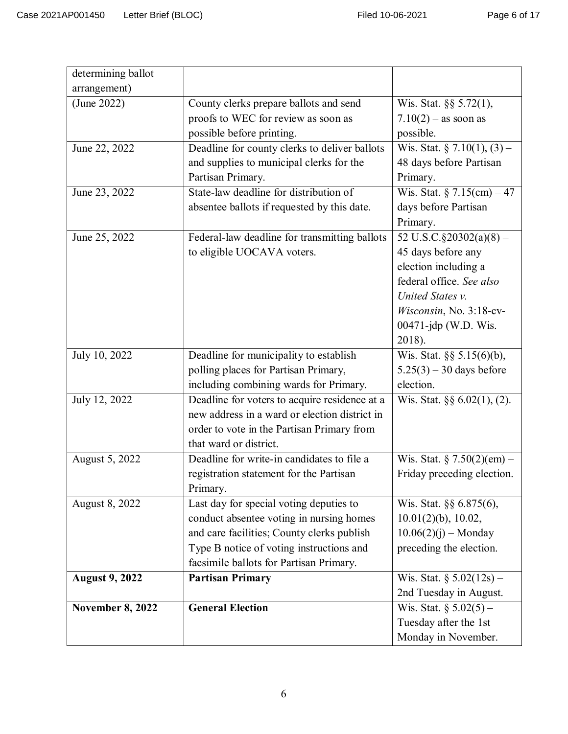| determining ballot arrangement) | | |
|---|---|---|
| (June 2022) | County clerks prepare ballots and send proofs to WEC for review as soon as possible before printing. | Wis. Stat. §§ 5.72(1), 7.10(2) – as soon as possible. |
| June 22, 2022 | Deadline for county clerks to deliver ballots and supplies to municipal clerks for the Partisan Primary. | Wis. Stat. § 7.10(1), (3) – 48 days before Partisan Primary. |
| June 23, 2022 | State-law deadline for distribution of absentee ballots if requested by this date. | Wis. Stat. § 7.15(cm) – 47 days before Partisan Primary. |
| June 25, 2022 | Federal-law deadline for transmitting ballots to eligible UOCAVA voters. | 52 U.S.C.§20302(a)(8) – 45 days before any election including a federal office. *See also United States v. Wisconsin*, No. 3:18-cv-00471-jdp (W.D. Wis. 2018). |
| July 10, 2022 | Deadline for municipality to establish polling places for Partisan Primary, including combining wards for Primary. | Wis. Stat. §§ 5.15(6)(b), 5.25(3) – 30 days before election. |
| July 12, 2022 | Deadline for voters to acquire residence at a new address in a ward or election district in order to vote in the Partisan Primary from that ward or district. | Wis. Stat. §§ 6.02(1), (2). |
| August 5, 2022 | Deadline for write-in candidates to file a registration statement for the Partisan Primary. | Wis. Stat. § 7.50(2)(em) – Friday preceding election. |
| August 8, 2022 | Last day for special voting deputies to conduct absentee voting in nursing homes and care facilities; County clerks publish Type B notice of voting instructions and facsimile ballots for Partisan Primary. | Wis. Stat. §§ 6.875(6), 10.01(2)(b), 10.02, 10.06(2)(j) – Monday preceding the election. |
| **August 9, 2022** | **Partisan Primary** | Wis. Stat. § 5.02(12s) – 2nd Tuesday in August. |
| **November 8, 2022** | **General Election** | Wis. Stat. § 5.02(5) – Tuesday after the 1st Monday in November. |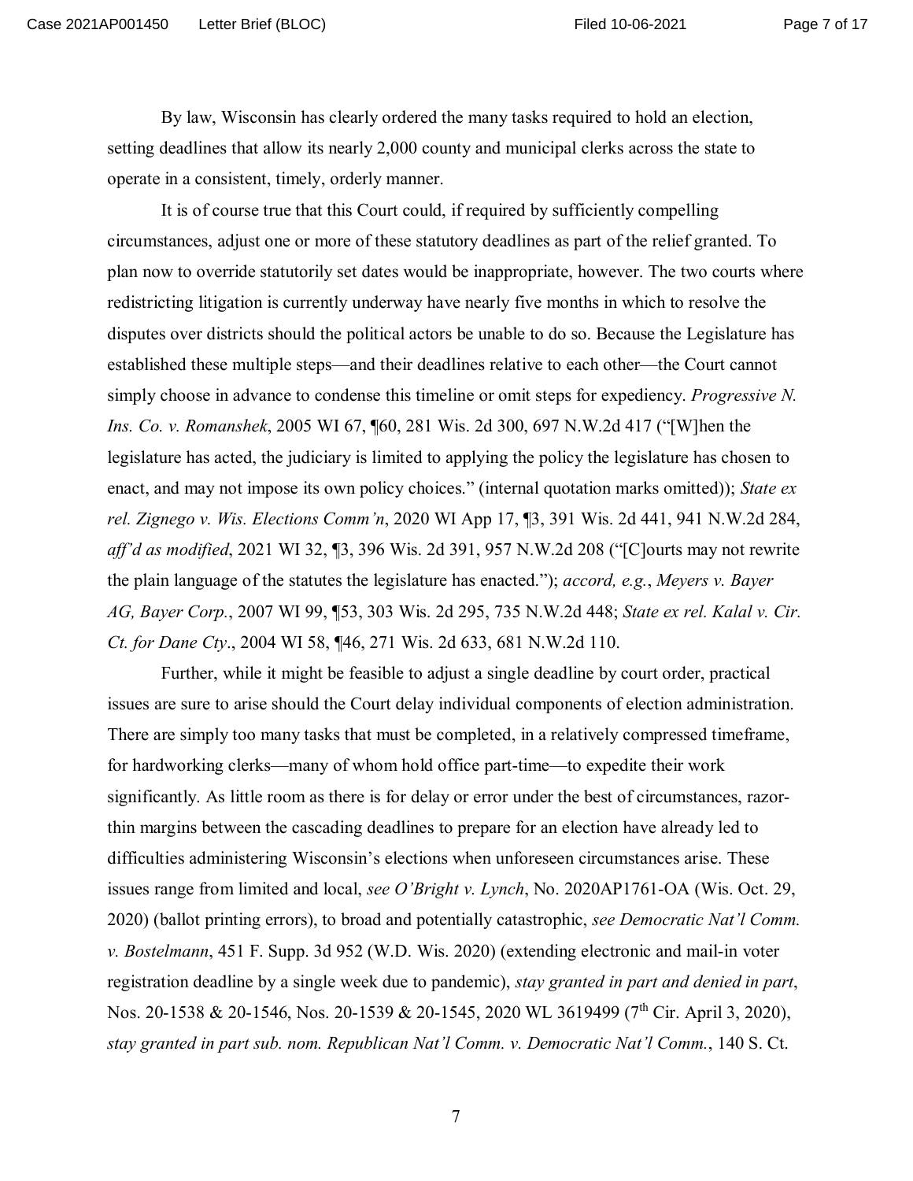By law, Wisconsin has clearly ordered the many tasks required to hold an election, setting deadlines that allow its nearly 2,000 county and municipal clerks across the state to operate in a consistent, timely, orderly manner.

It is of course true that this Court could, if required by sufficiently compelling circumstances, adjust one or more of these statutory deadlines as part of the relief granted. To plan now to override statutorily set dates would be inappropriate, however. The two courts where redistricting litigation is currently underway have nearly five months in which to resolve the disputes over districts should the political actors be unable to do so. Because the Legislature has established these multiple steps—and their deadlines relative to each other—the Court cannot simply choose in advance to condense this timeline or omit steps for expediency. *Progressive N. Ins. Co. v. Romanshek*, 2005 WI 67, ¶60, 281 Wis. 2d 300, 697 N.W.2d 417 ("[W]hen the legislature has acted, the judiciary is limited to applying the policy the legislature has chosen to enact, and may not impose its own policy choices." (internal quotation marks omitted)); *State ex rel. Zignego v. Wis. Elections Comm'n*, 2020 WI App 17, ¶3, 391 Wis. 2d 441, 941 N.W.2d 284, *aff'd as modified*, 2021 WI 32, ¶3, 396 Wis. 2d 391, 957 N.W.2d 208 ("[C]ourts may not rewrite the plain language of the statutes the legislature has enacted."); *accord, e.g.*, *Meyers v. Bayer AG, Bayer Corp.*, 2007 WI 99, ¶53, 303 Wis. 2d 295, 735 N.W.2d 448; *State ex rel. Kalal v. Cir. Ct. for Dane Cty*., 2004 WI 58, ¶46, 271 Wis. 2d 633, 681 N.W.2d 110.

Further, while it might be feasible to adjust a single deadline by court order, practical issues are sure to arise should the Court delay individual components of election administration. There are simply too many tasks that must be completed, in a relatively compressed timeframe, for hardworking clerks—many of whom hold office part-time—to expedite their work significantly. As little room as there is for delay or error under the best of circumstances, razor-thin margins between the cascading deadlines to prepare for an election have already led to difficulties administering Wisconsin's elections when unforeseen circumstances arise. These issues range from limited and local, *see O'Bright v. Lynch*, No. 2020AP1761-OA (Wis. Oct. 29, 2020) (ballot printing errors), to broad and potentially catastrophic, *see Democratic Nat'l Comm. v. Bostelmann*, 451 F. Supp. 3d 952 (W.D. Wis. 2020) (extending electronic and mail-in voter registration deadline by a single week due to pandemic), *stay granted in part and denied in part*, Nos. 20-1538 & 20-1546, Nos. 20-1539 & 20-1545, 2020 WL 3619499 (7th Cir. April 3, 2020), *stay granted in part sub. nom. Republican Nat'l Comm. v. Democratic Nat'l Comm.*, 140 S. Ct.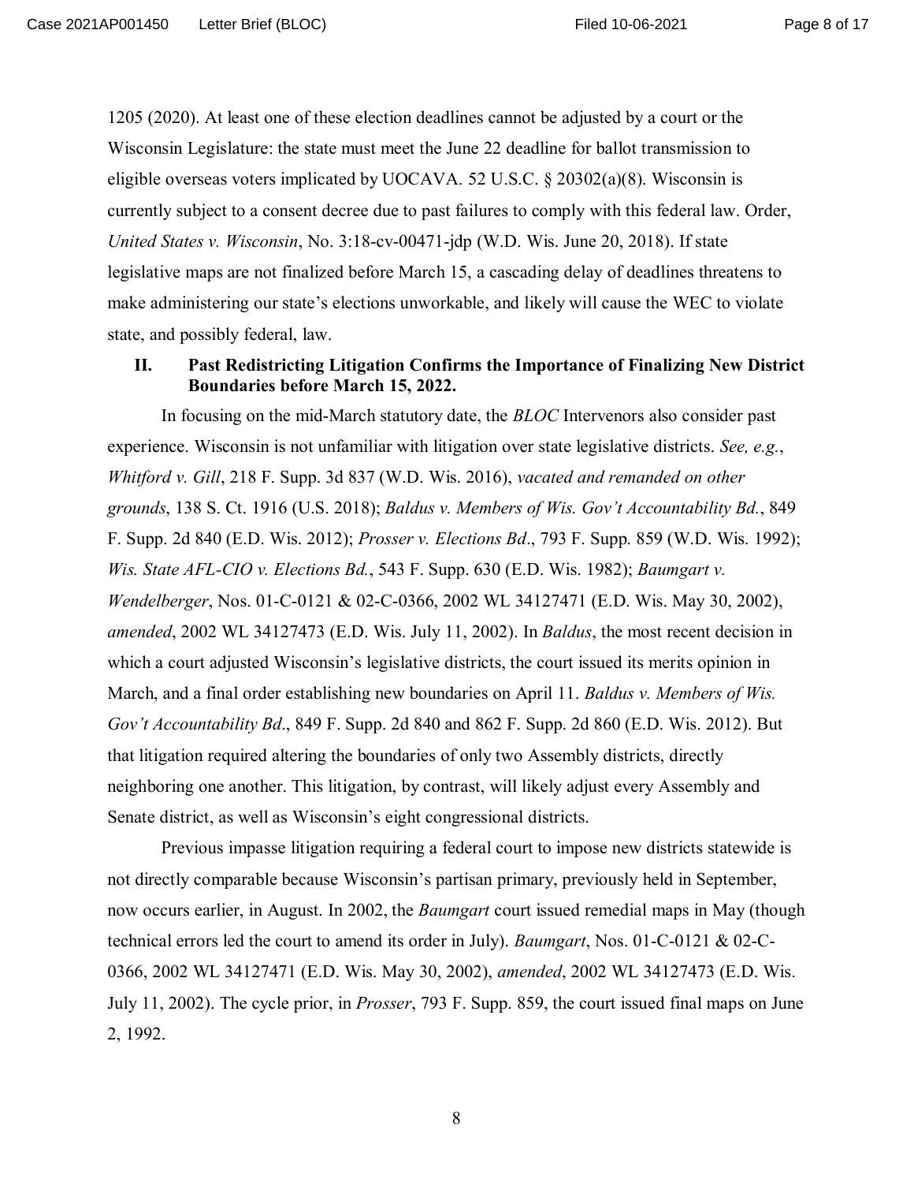1205 (2020). At least one of these election deadlines cannot be adjusted by a court or the Wisconsin Legislature: the state must meet the June 22 deadline for ballot transmission to eligible overseas voters implicated by UOCAVA. 52 U.S.C. § 20302(a)(8). Wisconsin is currently subject to a consent decree due to past failures to comply with this federal law. Order, *United States v. Wisconsin*, No. 3:18-cv-00471-jdp (W.D. Wis. June 20, 2018). If state legislative maps are not finalized before March 15, a cascading delay of deadlines threatens to make administering our state's elections unworkable, and likely will cause the WEC to violate state, and possibly federal, law.

## II. Past Redistricting Litigation Confirms the Importance of Finalizing New District Boundaries before March 15, 2022.

In focusing on the mid-March statutory date, the *BLOC* Intervenors also consider past experience. Wisconsin is not unfamiliar with litigation over state legislative districts. *See, e.g.*, *Whitford v. Gill*, 218 F. Supp. 3d 837 (W.D. Wis. 2016), *vacated and remanded on other grounds*, 138 S. Ct. 1916 (U.S. 2018); *Baldus v. Members of Wis. Gov't Accountability Bd.*, 849 F. Supp. 2d 840 (E.D. Wis. 2012); *Prosser v. Elections Bd*., 793 F. Supp. 859 (W.D. Wis. 1992); *Wis. State AFL-CIO v. Elections Bd.*, 543 F. Supp. 630 (E.D. Wis. 1982); *Baumgart v. Wendelberger*, Nos. 01-C-0121 & 02-C-0366, 2002 WL 34127471 (E.D. Wis. May 30, 2002), *amended*, 2002 WL 34127473 (E.D. Wis. July 11, 2002). In *Baldus*, the most recent decision in which a court adjusted Wisconsin's legislative districts, the court issued its merits opinion in March, and a final order establishing new boundaries on April 11. *Baldus v. Members of Wis. Gov't Accountability Bd*., 849 F. Supp. 2d 840 and 862 F. Supp. 2d 860 (E.D. Wis. 2012). But that litigation required altering the boundaries of only two Assembly districts, directly neighboring one another. This litigation, by contrast, will likely adjust every Assembly and Senate district, as well as Wisconsin's eight congressional districts.

Previous impasse litigation requiring a federal court to impose new districts statewide is not directly comparable because Wisconsin's partisan primary, previously held in September, now occurs earlier, in August. In 2002, the *Baumgart* court issued remedial maps in May (though technical errors led the court to amend its order in July). *Baumgart*, Nos. 01-C-0121 & 02-C-0366, 2002 WL 34127471 (E.D. Wis. May 30, 2002), *amended*, 2002 WL 34127473 (E.D. Wis. July 11, 2002). The cycle prior, in *Prosser*, 793 F. Supp. 859, the court issued final maps on June 2, 1992.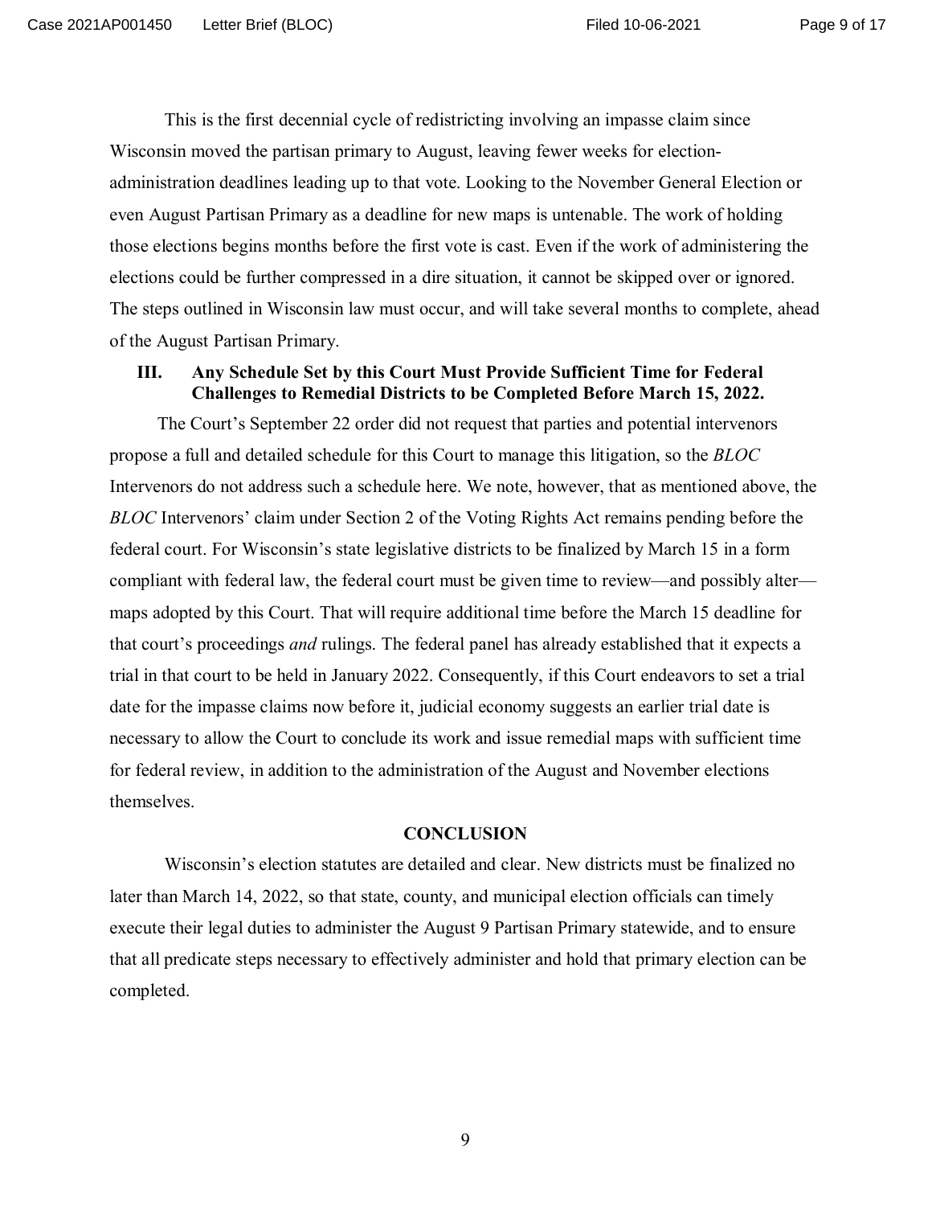This is the first decennial cycle of redistricting involving an impasse claim since Wisconsin moved the partisan primary to August, leaving fewer weeks for election-administration deadlines leading up to that vote. Looking to the November General Election or even August Partisan Primary as a deadline for new maps is untenable. The work of holding those elections begins months before the first vote is cast. Even if the work of administering the elections could be further compressed in a dire situation, it cannot be skipped over or ignored. The steps outlined in Wisconsin law must occur, and will take several months to complete, ahead of the August Partisan Primary.

## III. Any Schedule Set by this Court Must Provide Sufficient Time for Federal Challenges to Remedial Districts to be Completed Before March 15, 2022.

The Court's September 22 order did not request that parties and potential intervenors propose a full and detailed schedule for this Court to manage this litigation, so the *BLOC* Intervenors do not address such a schedule here. We note, however, that as mentioned above, the *BLOC* Intervenors' claim under Section 2 of the Voting Rights Act remains pending before the federal court. For Wisconsin's state legislative districts to be finalized by March 15 in a form compliant with federal law, the federal court must be given time to review—and possibly alter—maps adopted by this Court. That will require additional time before the March 15 deadline for that court's proceedings *and* rulings. The federal panel has already established that it expects a trial in that court to be held in January 2022. Consequently, if this Court endeavors to set a trial date for the impasse claims now before it, judicial economy suggests an earlier trial date is necessary to allow the Court to conclude its work and issue remedial maps with sufficient time for federal review, in addition to the administration of the August and November elections themselves.

## CONCLUSION

Wisconsin's election statutes are detailed and clear. New districts must be finalized no later than March 14, 2022, so that state, county, and municipal election officials can timely execute their legal duties to administer the August 9 Partisan Primary statewide, and to ensure that all predicate steps necessary to effectively administer and hold that primary election can be completed.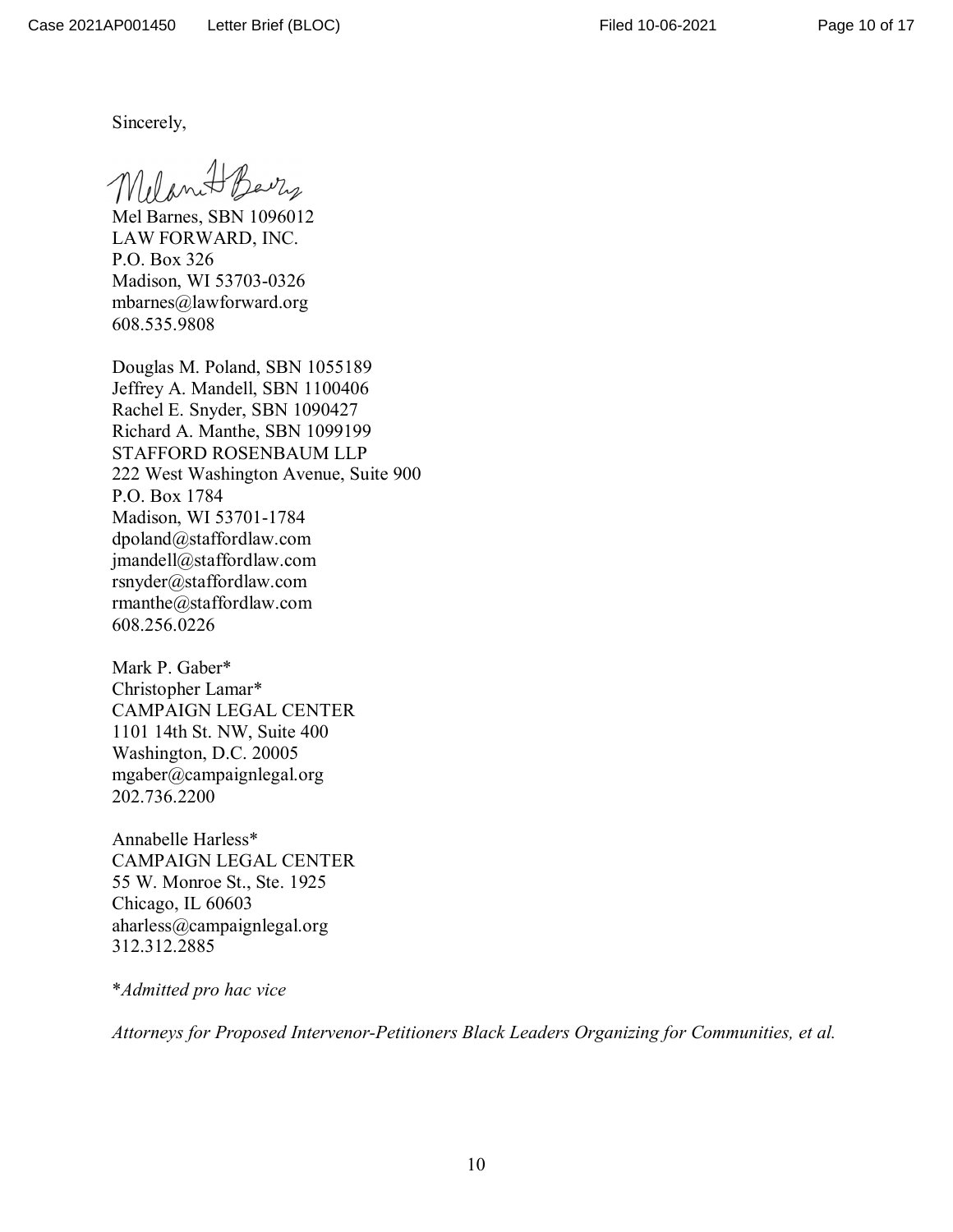Sincerely,

Mel Barnes, SBN 1096012
LAW FORWARD, INC.
P.O. Box 326
Madison, WI 53703-0326
mbarnes@lawforward.org
608.535.9808

Douglas M. Poland, SBN 1055189
Jeffrey A. Mandell, SBN 1100406
Rachel E. Snyder, SBN 1090427
Richard A. Manthe, SBN 1099199
STAFFORD ROSENBAUM LLP
222 West Washington Avenue, Suite 900
P.O. Box 1784
Madison, WI 53701-1784
dpoland@staffordlaw.com
jmandell@staffordlaw.com
rsnyder@staffordlaw.com
rmanthe@staffordlaw.com
608.256.0226

Mark P. Gaber*
Christopher Lamar*
CAMPAIGN LEGAL CENTER
1101 14th St. NW, Suite 400
Washington, D.C. 20005
mgaber@campaignlegal.org
202.736.2200

Annabelle Harless*
CAMPAIGN LEGAL CENTER
55 W. Monroe St., Ste. 1925
Chicago, IL 60603
aharless@campaignlegal.org
312.312.2885

*\*Admitted pro hac vice*

*Attorneys for Proposed Intervenor-Petitioners Black Leaders Organizing for Communities, et al.*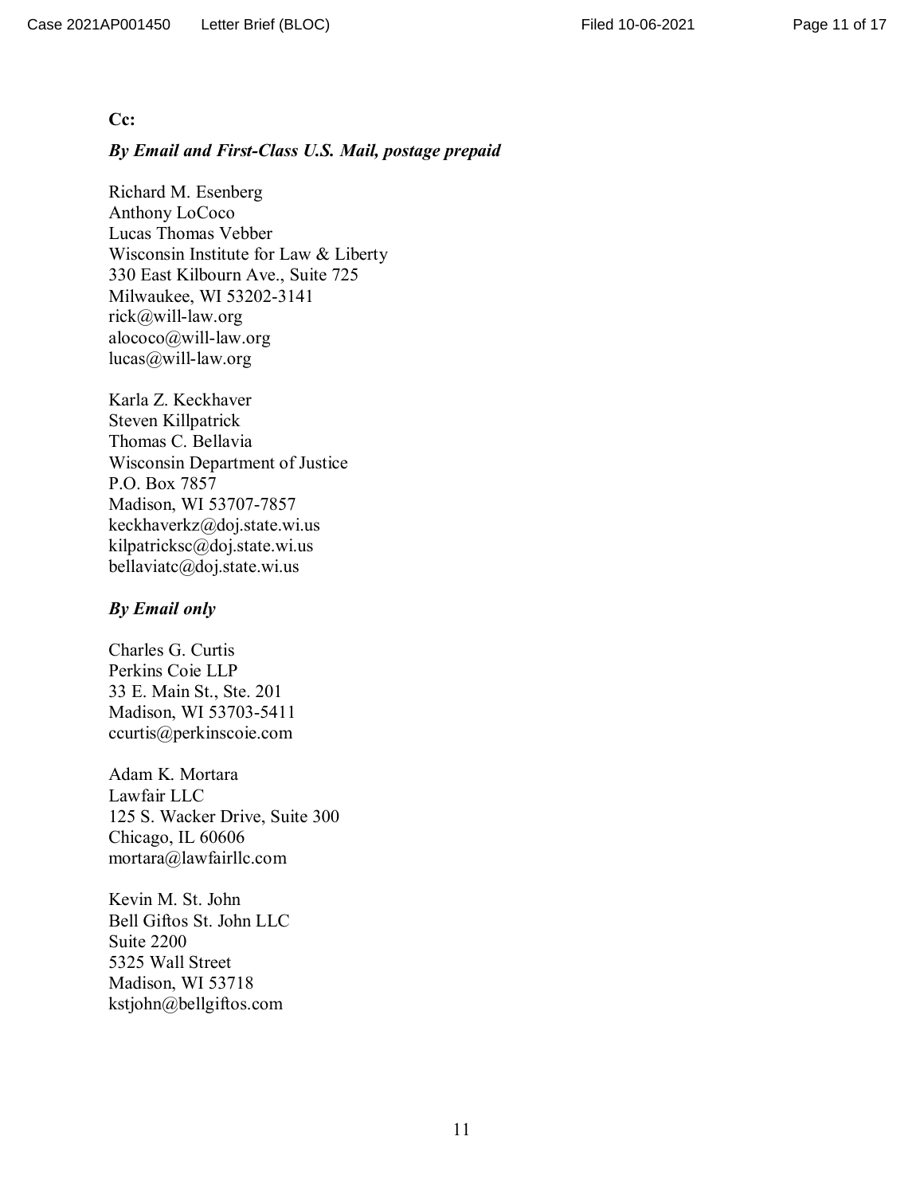**Cc:**

***By Email and First-Class U.S. Mail, postage prepaid***

Richard M. Esenberg
Anthony LoCoco
Lucas Thomas Vebber
Wisconsin Institute for Law & Liberty
330 East Kilbourn Ave., Suite 725
Milwaukee, WI 53202-3141
rick@will-law.org
alococo@will-law.org
lucas@will-law.org

Karla Z. Keckhaver
Steven Killpatrick
Thomas C. Bellavia
Wisconsin Department of Justice
P.O. Box 7857
Madison, WI 53707-7857
keckhaverkz@doj.state.wi.us
kilpatricksc@doj.state.wi.us
bellaviatc@doj.state.wi.us

***By Email only***

Charles G. Curtis
Perkins Coie LLP
33 E. Main St., Ste. 201
Madison, WI 53703-5411
ccurtis@perkinscoie.com

Adam K. Mortara
Lawfair LLC
125 S. Wacker Drive, Suite 300
Chicago, IL 60606
mortara@lawfairllc.com

Kevin M. St. John
Bell Giftos St. John LLC
Suite 2200
5325 Wall Street
Madison, WI 53718
kstjohn@bellgiftos.com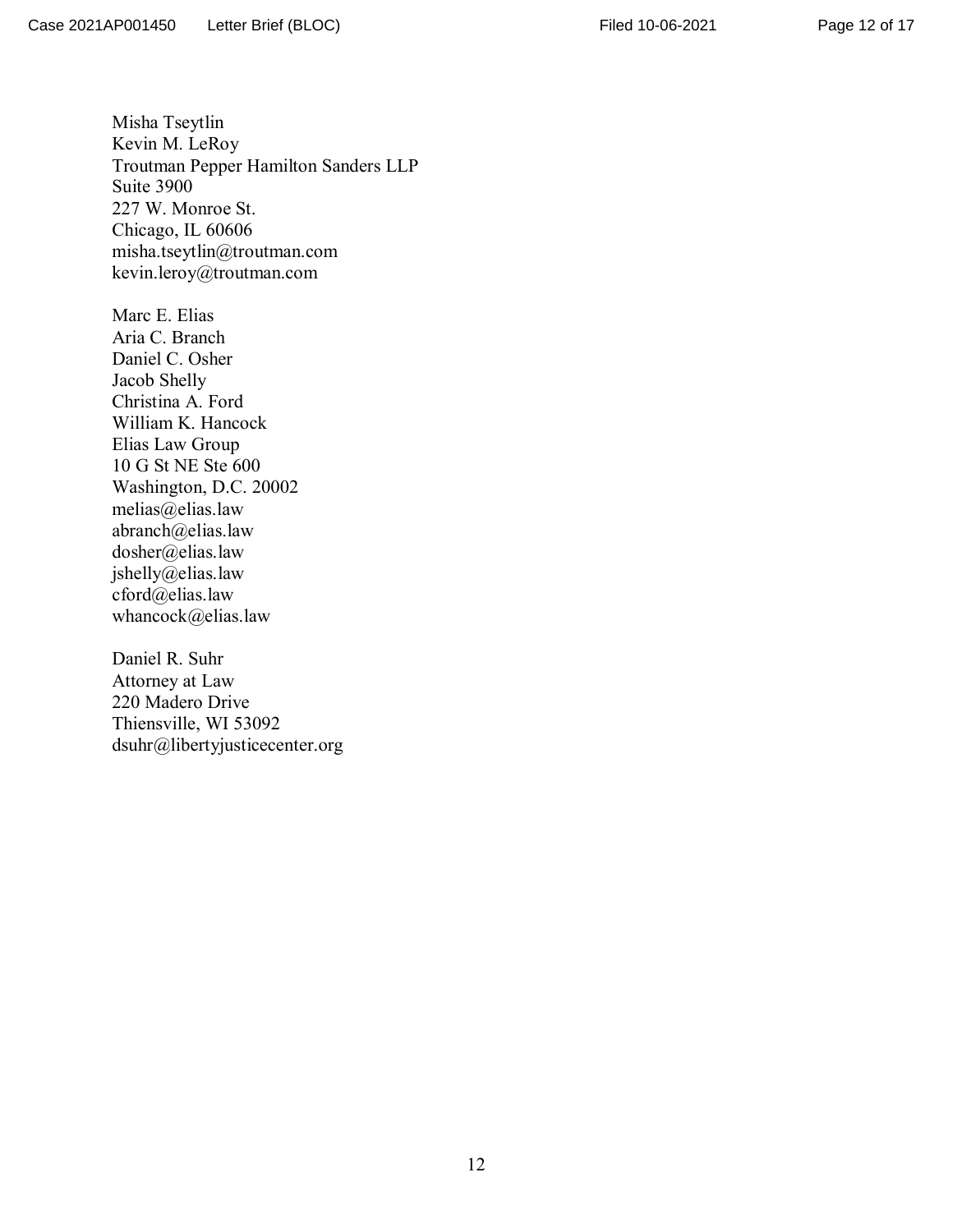Misha Tseytlin
Kevin M. LeRoy
Troutman Pepper Hamilton Sanders LLP
Suite 3900
227 W. Monroe St.
Chicago, IL 60606
misha.tseytlin@troutman.com
kevin.leroy@troutman.com

Marc E. Elias
Aria C. Branch
Daniel C. Osher
Jacob Shelly
Christina A. Ford
William K. Hancock
Elias Law Group
10 G St NE Ste 600
Washington, D.C. 20002
melias@elias.law
abranch@elias.law
dosher@elias.law
jshelly@elias.law
cford@elias.law
whancock@elias.law

Daniel R. Suhr
Attorney at Law
220 Madero Drive
Thiensville, WI 53092
dsuhr@libertyjusticecenter.org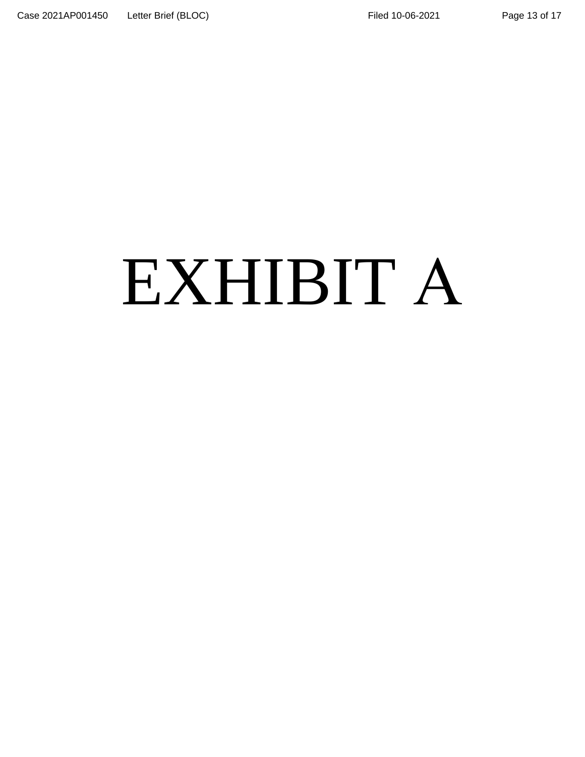# EXHIBIT A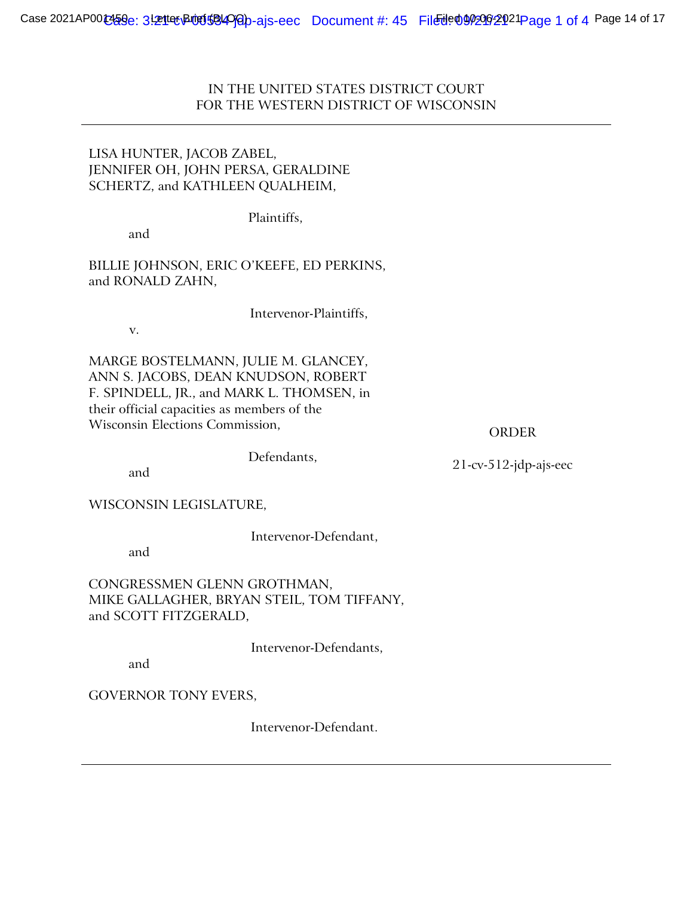IN THE UNITED STATES DISTRICT COURT
FOR THE WESTERN DISTRICT OF WISCONSIN

---

LISA HUNTER, JACOB ZABEL,
JENNIFER OH, JOHN PERSA, GERALDINE
SCHERTZ, and KATHLEEN QUALHEIM,

Plaintiffs,

and

BILLIE JOHNSON, ERIC O'KEEFE, ED PERKINS,
and RONALD ZAHN,

Intervenor-Plaintiffs,

v.

MARGE BOSTELMANN, JULIE M. GLANCEY,
ANN S. JACOBS, DEAN KNUDSON, ROBERT
F. SPINDELL, JR., and MARK L. THOMSEN, in
their official capacities as members of the
Wisconsin Elections Commission,

Defendants,

and

WISCONSIN LEGISLATURE,

Intervenor-Defendant,

and

CONGRESSMEN GLENN GROTHMAN,
MIKE GALLAGHER, BRYAN STEIL, TOM TIFFANY,
and SCOTT FITZGERALD,

Intervenor-Defendants,

and

GOVERNOR TONY EVERS,

Intervenor-Defendant.

ORDER

21-cv-512-jdp-ajs-eec

---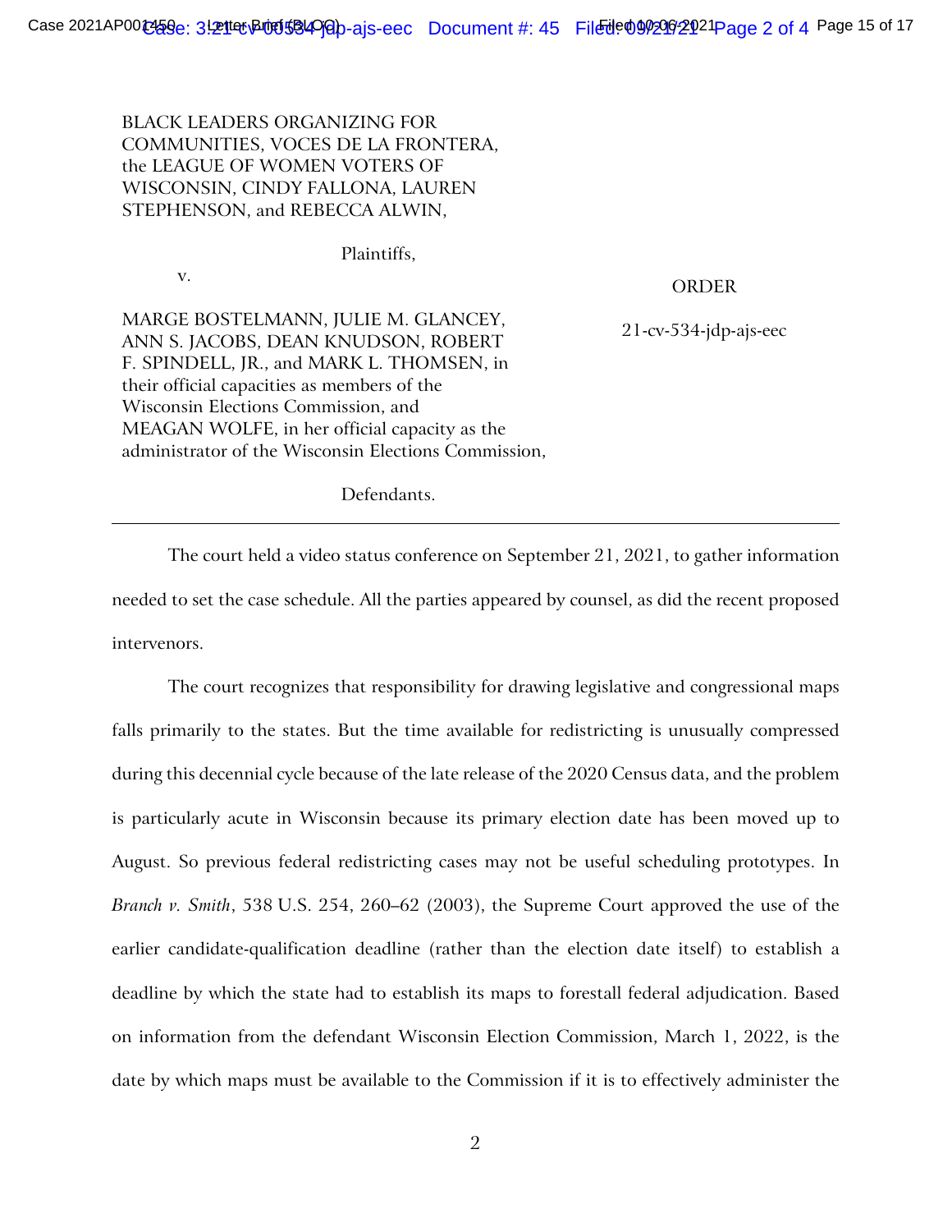BLACK LEADERS ORGANIZING FOR COMMUNITIES, VOCES DE LA FRONTERA, the LEAGUE OF WOMEN VOTERS OF WISCONSIN, CINDY FALLONA, LAUREN STEPHENSON, and REBECCA ALWIN,

Plaintiffs,

v.

MARGE BOSTELMANN, JULIE M. GLANCEY, ANN S. JACOBS, DEAN KNUDSON, ROBERT F. SPINDELL, JR., and MARK L. THOMSEN, in their official capacities as members of the Wisconsin Elections Commission, and MEAGAN WOLFE, in her official capacity as the administrator of the Wisconsin Elections Commission,

Defendants.

ORDER

21-cv-534-jdp-ajs-eec

---

The court held a video status conference on September 21, 2021, to gather information needed to set the case schedule. All the parties appeared by counsel, as did the recent proposed intervenors.

The court recognizes that responsibility for drawing legislative and congressional maps falls primarily to the states. But the time available for redistricting is unusually compressed during this decennial cycle because of the late release of the 2020 Census data, and the problem is particularly acute in Wisconsin because its primary election date has been moved up to August. So previous federal redistricting cases may not be useful scheduling prototypes. In *Branch v. Smith*, 538 U.S. 254, 260–62 (2003), the Supreme Court approved the use of the earlier candidate-qualification deadline (rather than the election date itself) to establish a deadline by which the state had to establish its maps to forestall federal adjudication. Based on information from the defendant Wisconsin Election Commission, March 1, 2022, is the date by which maps must be available to the Commission if it is to effectively administer the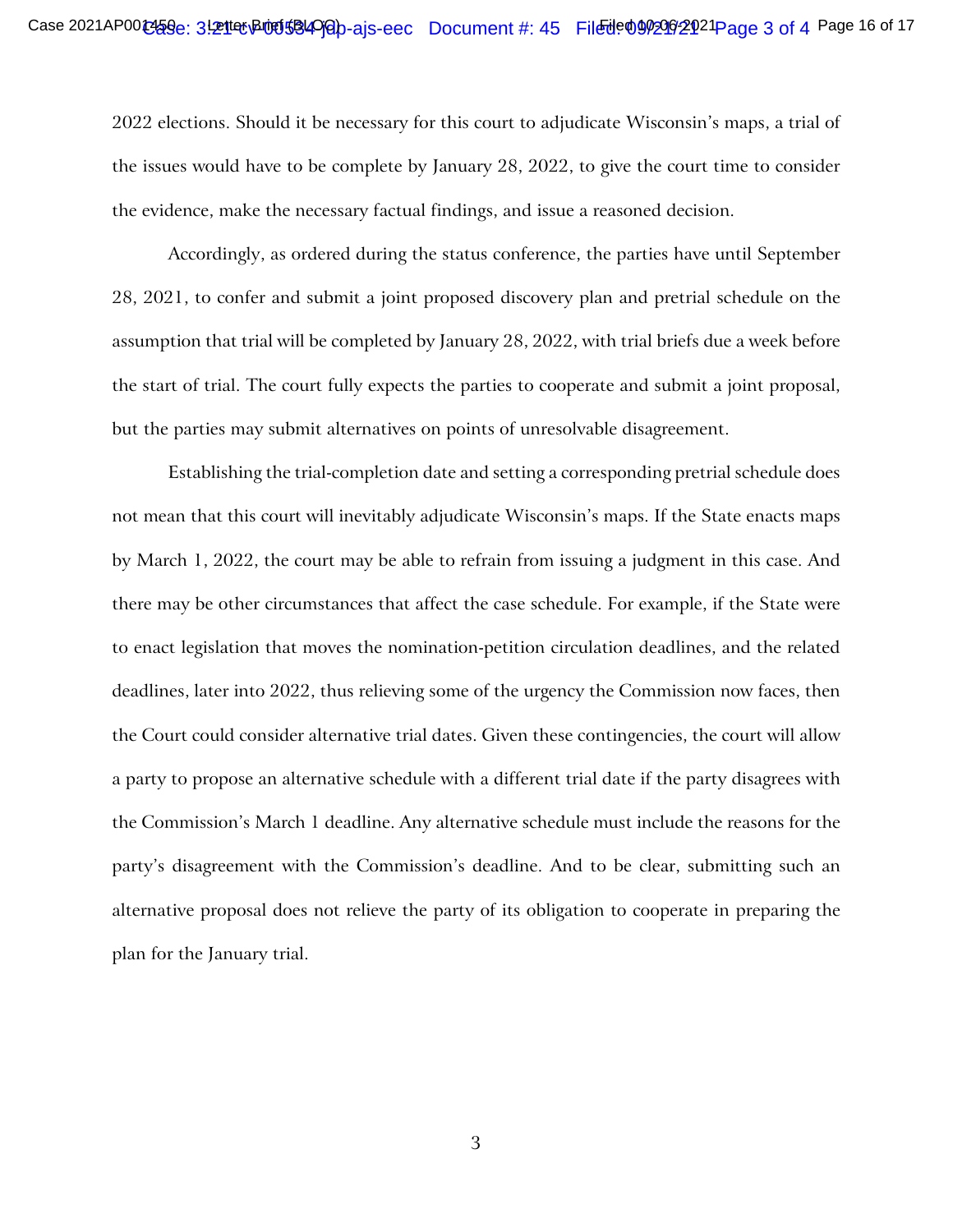2022 elections. Should it be necessary for this court to adjudicate Wisconsin's maps, a trial of the issues would have to be complete by January 28, 2022, to give the court time to consider the evidence, make the necessary factual findings, and issue a reasoned decision.

Accordingly, as ordered during the status conference, the parties have until September 28, 2021, to confer and submit a joint proposed discovery plan and pretrial schedule on the assumption that trial will be completed by January 28, 2022, with trial briefs due a week before the start of trial. The court fully expects the parties to cooperate and submit a joint proposal, but the parties may submit alternatives on points of unresolvable disagreement.

Establishing the trial-completion date and setting a corresponding pretrial schedule does not mean that this court will inevitably adjudicate Wisconsin's maps. If the State enacts maps by March 1, 2022, the court may be able to refrain from issuing a judgment in this case. And there may be other circumstances that affect the case schedule. For example, if the State were to enact legislation that moves the nomination-petition circulation deadlines, and the related deadlines, later into 2022, thus relieving some of the urgency the Commission now faces, then the Court could consider alternative trial dates. Given these contingencies, the court will allow a party to propose an alternative schedule with a different trial date if the party disagrees with the Commission's March 1 deadline. Any alternative schedule must include the reasons for the party's disagreement with the Commission's deadline. And to be clear, submitting such an alternative proposal does not relieve the party of its obligation to cooperate in preparing the plan for the January trial.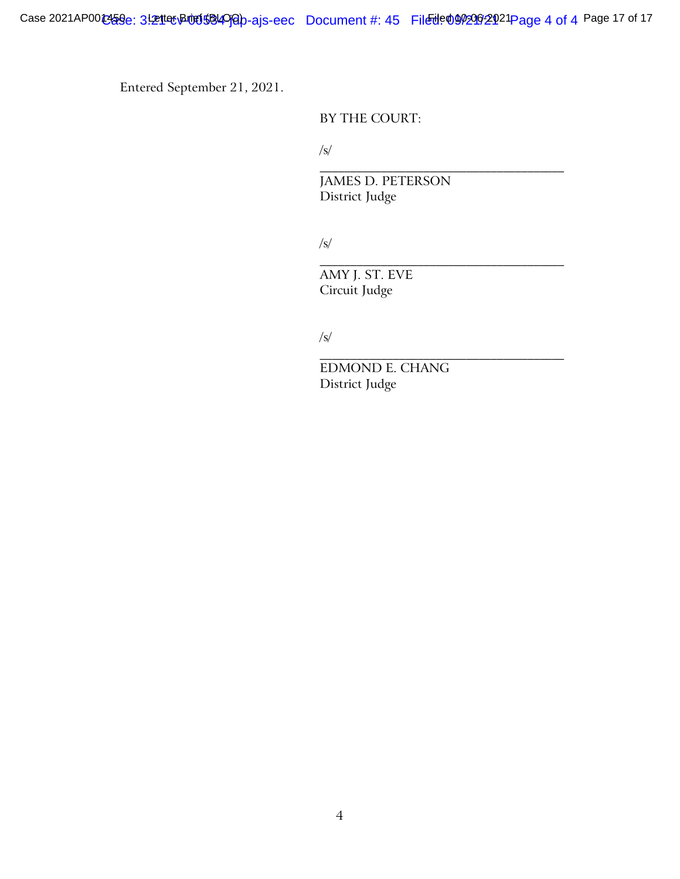Entered September 21, 2021.

BY THE COURT:

/s/

\_\_\_\_\_\_\_\_\_\_\_\_\_\_\_\_\_\_\_\_\_\_\_\_\_\_\_\_\_\_\_\_\_\_\_\_\_\_\_\_

JAMES D. PETERSON
District Judge

/s/

\_\_\_\_\_\_\_\_\_\_\_\_\_\_\_\_\_\_\_\_\_\_\_\_\_\_\_\_\_\_\_\_\_\_\_\_\_\_\_\_

AMY J. ST. EVE
Circuit Judge

/s/

\_\_\_\_\_\_\_\_\_\_\_\_\_\_\_\_\_\_\_\_\_\_\_\_\_\_\_\_\_\_\_\_\_\_\_\_\_\_\_\_

EDMOND E. CHANG
District Judge